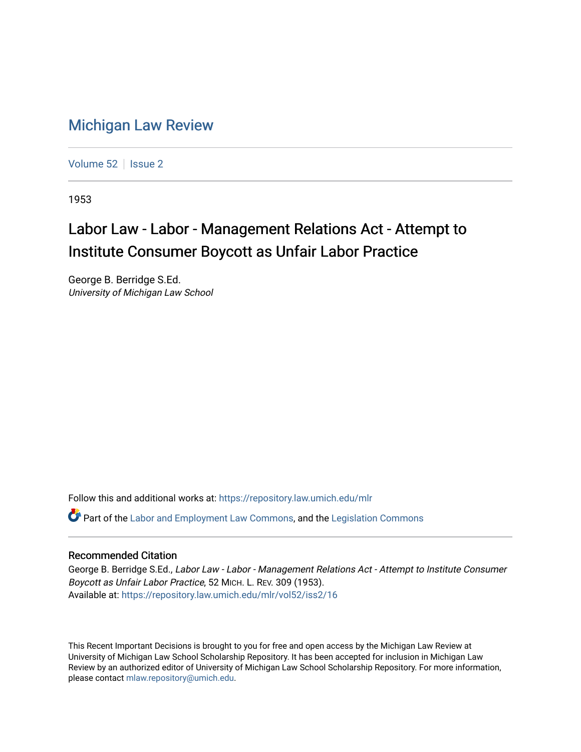# Michigan Law Review

Volume 52 | Issue 2

1953

## Labor Law - Labor - Management Relations Act - Attempt to Institute Consumer Boycott as Unfair Labor Practice

George B. Berridge S.Ed.
*University of Michigan Law School*

Follow this and additional works at: https://repository.law.umich.edu/mlr

Part of the Labor and Employment Law Commons, and the Legislation Commons

### Recommended Citation

George B. Berridge S.Ed., *Labor Law - Labor - Management Relations Act - Attempt to Institute Consumer Boycott as Unfair Labor Practice*, 52 MICH. L. REV. 309 (1953).
Available at: https://repository.law.umich.edu/mlr/vol52/iss2/16

This Recent Important Decisions is brought to you for free and open access by the Michigan Law Review at University of Michigan Law School Scholarship Repository. It has been accepted for inclusion in Michigan Law Review by an authorized editor of University of Michigan Law School Scholarship Repository. For more information, please contact mlaw.repository@umich.edu.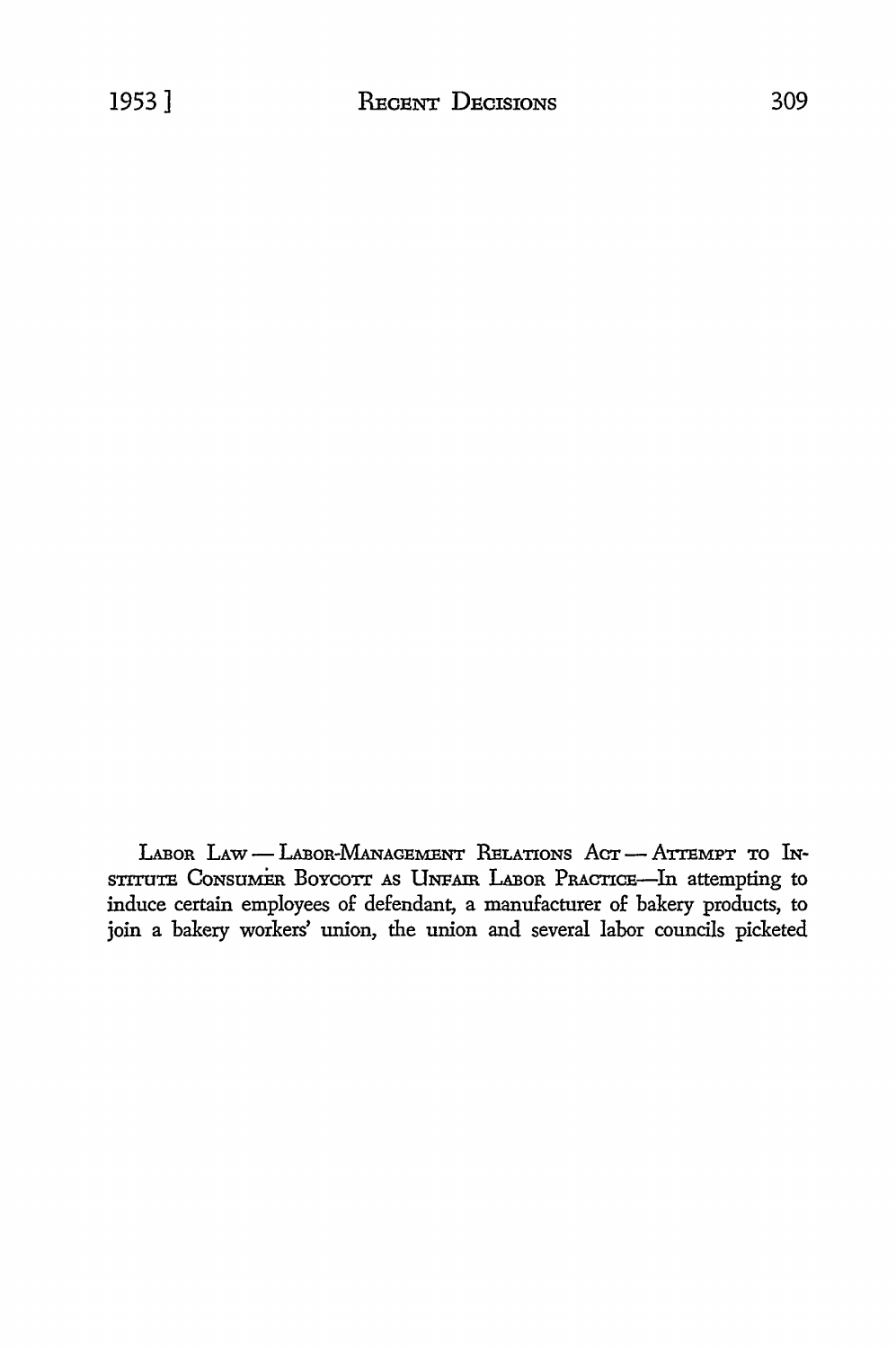LABOR LAW — LABOR-MANAGEMENT RELATIONS ACT — ATTEMPT TO INSTITUTE CONSUMER BOYCOTT AS UNFAIR LABOR PRACTICE—In attempting to induce certain employees of defendant, a manufacturer of bakery products, to join a bakery workers' union, the union and several labor councils picketed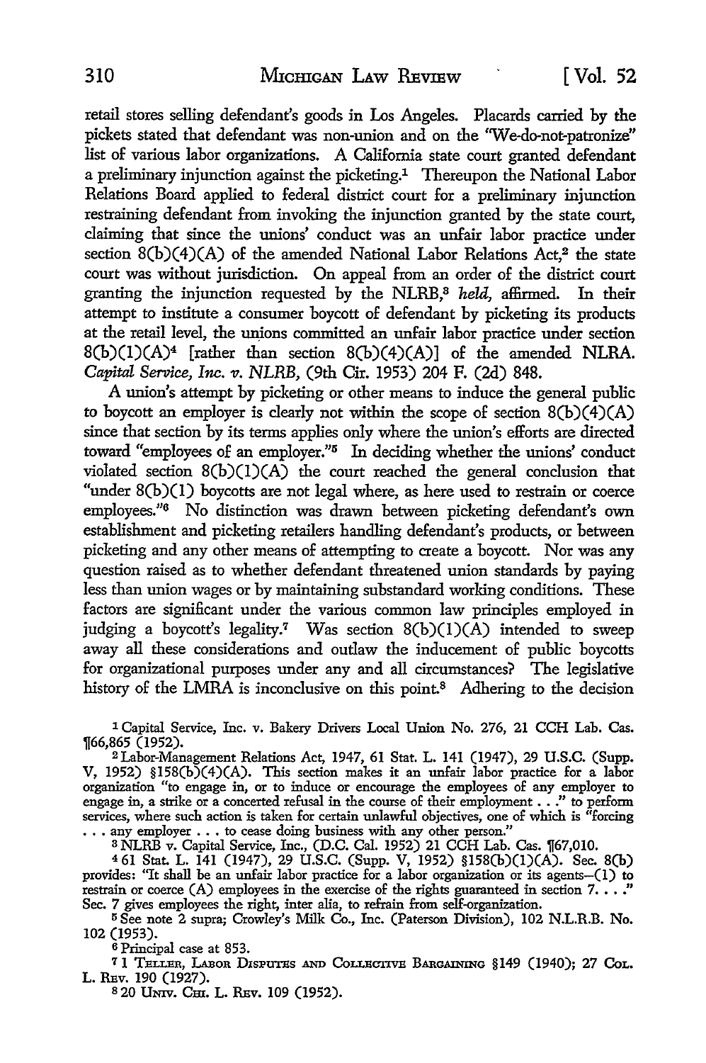retail stores selling defendant's goods in Los Angeles. Placards carried by the pickets stated that defendant was non-union and on the "We-do-not-patronize" list of various labor organizations. A California state court granted defendant a preliminary injunction against the picketing.[1] Thereupon the National Labor Relations Board applied to federal district court for a preliminary injunction restraining defendant from invoking the injunction granted by the state court, claiming that since the unions' conduct was an unfair labor practice under section 8(b)(4)(A) of the amended National Labor Relations Act,[2] the state court was without jurisdiction. On appeal from an order of the district court granting the injunction requested by the NLRB,[3] *held,* affirmed. In their attempt to institute a consumer boycott of defendant by picketing its products at the retail level, the unions committed an unfair labor practice under section 8(b)(1)(A)[4] [rather than section 8(b)(4)(A)] of the amended NLRA. *Capital Service, Inc. v. NLRB,* (9th Cir. 1953) 204 F. (2d) 848.

A union's attempt by picketing or other means to induce the general public to boycott an employer is clearly not within the scope of section 8(b)(4)(A) since that section by its terms applies only where the union's efforts are directed toward "employees of an employer."[5] In deciding whether the unions' conduct violated section 8(b)(1)(A) the court reached the general conclusion that "under 8(b)(1) boycotts are not legal where, as here used to restrain or coerce employees."[6] No distinction was drawn between picketing defendant's own establishment and picketing retailers handling defendant's products, or between picketing and any other means of attempting to create a boycott. Nor was any question raised as to whether defendant threatened union standards by paying less than union wages or by maintaining substandard working conditions. These factors are significant under the various common law principles employed in judging a boycott's legality.[7] Was section 8(b)(1)(A) intended to sweep away all these considerations and outlaw the inducement of public boycotts for organizational purposes under any and all circumstances? The legislative history of the LMRA is inconclusive on this point.[8] Adhering to the decision

---

[1] Capital Service, Inc. v. Bakery Drivers Local Union No. 276, 21 CCH Lab. Cas. ¶66,865 (1952).

[2] Labor-Management Relations Act, 1947, 61 Stat. L. 141 (1947), 29 U.S.C. (Supp. V, 1952) §158(b)(4)(A). This section makes it an unfair labor practice for a labor organization "to engage in, or to induce or encourage the employees of any employer to engage in, a strike or a concerted refusal in the course of their employment . . ." to perform services, where such action is taken for certain unlawful objectives, one of which is "forcing . . . any employer . . . to cease doing business with any other person."

[3] NLRB v. Capital Service, Inc., (D.C. Cal. 1952) 21 CCH Lab. Cas. ¶67,010.

[4] 61 Stat. L. 141 (1947), 29 U.S.C. (Supp. V, 1952) §158(b)(1)(A). Sec. 8(b) provides: "It shall be an unfair labor practice for a labor organization or its agents—(1) to restrain or coerce (A) employees in the exercise of the rights guaranteed in section 7. . . ." Sec. 7 gives employees the right, inter alia, to refrain from self-organization.

[5] See note 2 supra; Crowley's Milk Co., Inc. (Paterson Division), 102 N.L.R.B. No. 102 (1953).

[6] Principal case at 853.

[7] 1 TELLER, LABOR DISPUTES AND COLLECTIVE BARGAINING §149 (1940); 27 COL. L. REV. 190 (1927).

[8] 20 UNIV. CHI. L. REV. 109 (1952).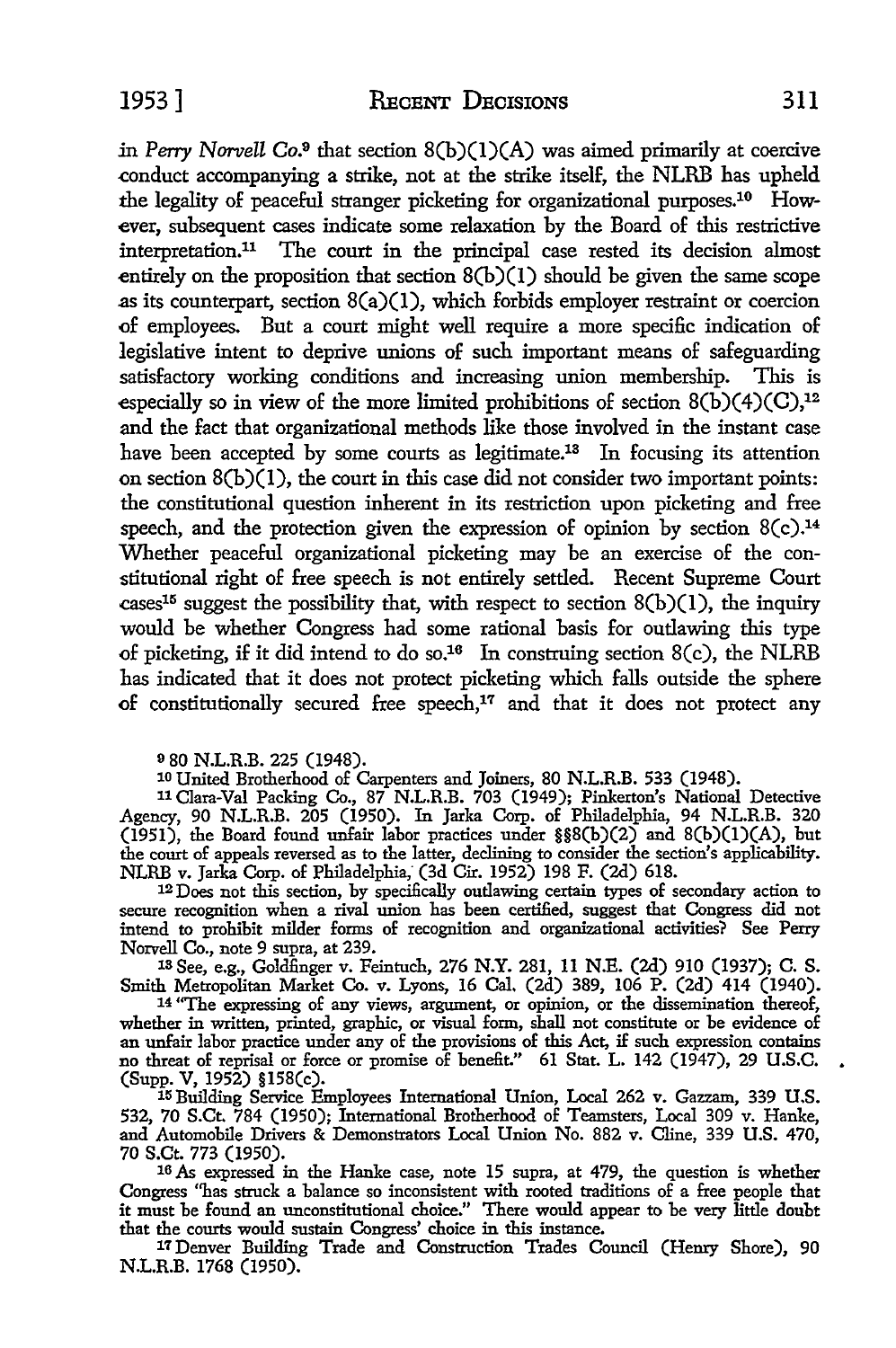in *Perry Norvell Co.*[9] that section 8(b)(1)(A) was aimed primarily at coercive conduct accompanying a strike, not at the strike itself, the NLRB has upheld the legality of peaceful stranger picketing for organizational purposes.[10] However, subsequent cases indicate some relaxation by the Board of this restrictive interpretation.[11] The court in the principal case rested its decision almost entirely on the proposition that section 8(b)(1) should be given the same scope as its counterpart, section 8(a)(1), which forbids employer restraint or coercion of employees. But a court might well require a more specific indication of legislative intent to deprive unions of such important means of safeguarding satisfactory working conditions and increasing union membership. This is especially so in view of the more limited prohibitions of section 8(b)(4)(C),[12] and the fact that organizational methods like those involved in the instant case have been accepted by some courts as legitimate.[13] In focusing its attention on section 8(b)(1), the court in this case did not consider two important points: the constitutional question inherent in its restriction upon picketing and free speech, and the protection given the expression of opinion by section 8(c).[14] Whether peaceful organizational picketing may be an exercise of the constitutional right of free speech is not entirely settled. Recent Supreme Court cases[15] suggest the possibility that, with respect to section 8(b)(1), the inquiry would be whether Congress had some rational basis for outlawing this type of picketing, if it did intend to do so.[16] In construing section 8(c), the NLRB has indicated that it does not protect picketing which falls outside the sphere of constitutionally secured free speech,[17] and that it does not protect any

[9] 80 N.L.R.B. 225 (1948).

[10] United Brotherhood of Carpenters and Joiners, 80 N.L.R.B. 533 (1948).

[11] Clara-Val Packing Co., 87 N.L.R.B. 703 (1949); Pinkerton's National Detective Agency, 90 N.L.R.B. 205 (1950). In Jarka Corp. of Philadelphia, 94 N.L.R.B. 320 (1951), the Board found unfair labor practices under §§8(b)(2) and 8(b)(1)(A), but the court of appeals reversed as to the latter, declining to consider the section's applicability. NLRB v. Jarka Corp. of Philadelphia, (3d Cir. 1952) 198 F. (2d) 618.

[12] Does not this section, by specifically outlawing certain types of secondary action to secure recognition when a rival union has been certified, suggest that Congress did not intend to prohibit milder forms of recognition and organizational activities? See Perry Norvell Co., note 9 supra, at 239.

[13] See, e.g., Goldfinger v. Feintuch, 276 N.Y. 281, 11 N.E. (2d) 910 (1937); C. S. Smith Metropolitan Market Co. v. Lyons, 16 Cal. (2d) 389, 106 P. (2d) 414 (1940).

[14] "The expressing of any views, argument, or opinion, or the dissemination thereof, whether in written, printed, graphic, or visual form, shall not constitute or be evidence of an unfair labor practice under any of the provisions of this Act, if such expression contains no threat of reprisal or force or promise of benefit." 61 Stat. L. 142 (1947), 29 U.S.C. (Supp. V, 1952) §158(c).

[15] Building Service Employees International Union, Local 262 v. Gazzam, 339 U.S. 532, 70 S.Ct. 784 (1950); International Brotherhood of Teamsters, Local 309 v. Hanke, and Automobile Drivers & Demonstrators Local Union No. 882 v. Cline, 339 U.S. 470, 70 S.Ct. 773 (1950).

[16] As expressed in the Hanke case, note 15 supra, at 479, the question is whether Congress "has struck a balance so inconsistent with rooted traditions of a free people that it must be found an unconstitutional choice." There would appear to be very little doubt that the courts would sustain Congress' choice in this instance.

[17] Denver Building Trade and Construction Trades Council (Henry Shore), 90 N.L.R.B. 1768 (1950).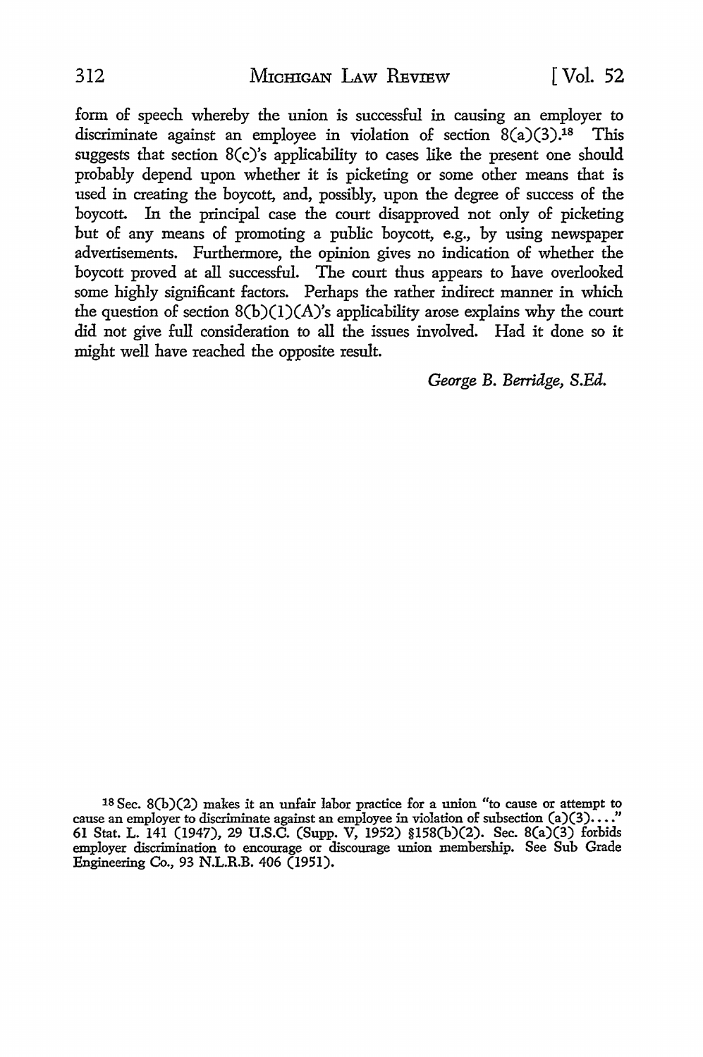form of speech whereby the union is successful in causing an employer to discriminate against an employee in violation of section 8(a)(3).[18] This suggests that section 8(c)'s applicability to cases like the present one should probably depend upon whether it is picketing or some other means that is used in creating the boycott, and, possibly, upon the degree of success of the boycott. In the principal case the court disapproved not only of picketing but of any means of promoting a public boycott, e.g., by using newspaper advertisements. Furthermore, the opinion gives no indication of whether the boycott proved at all successful. The court thus appears to have overlooked some highly significant factors. Perhaps the rather indirect manner in which the question of section 8(b)(1)(A)'s applicability arose explains why the court did not give full consideration to all the issues involved. Had it done so it might well have reached the opposite result.

*George B. Berridge, S.Ed.*

[18] Sec. 8(b)(2) makes it an unfair labor practice for a union "to cause or attempt to cause an employer to discriminate against an employee in violation of subsection (a)(3). . . ." 61 Stat. L. 141 (1947), 29 U.S.C. (Supp. V, 1952) §158(b)(2). Sec. 8(a)(3) forbids employer discrimination to encourage or discourage union membership. See Sub Grade Engineering Co., 93 N.L.R.B. 406 (1951).